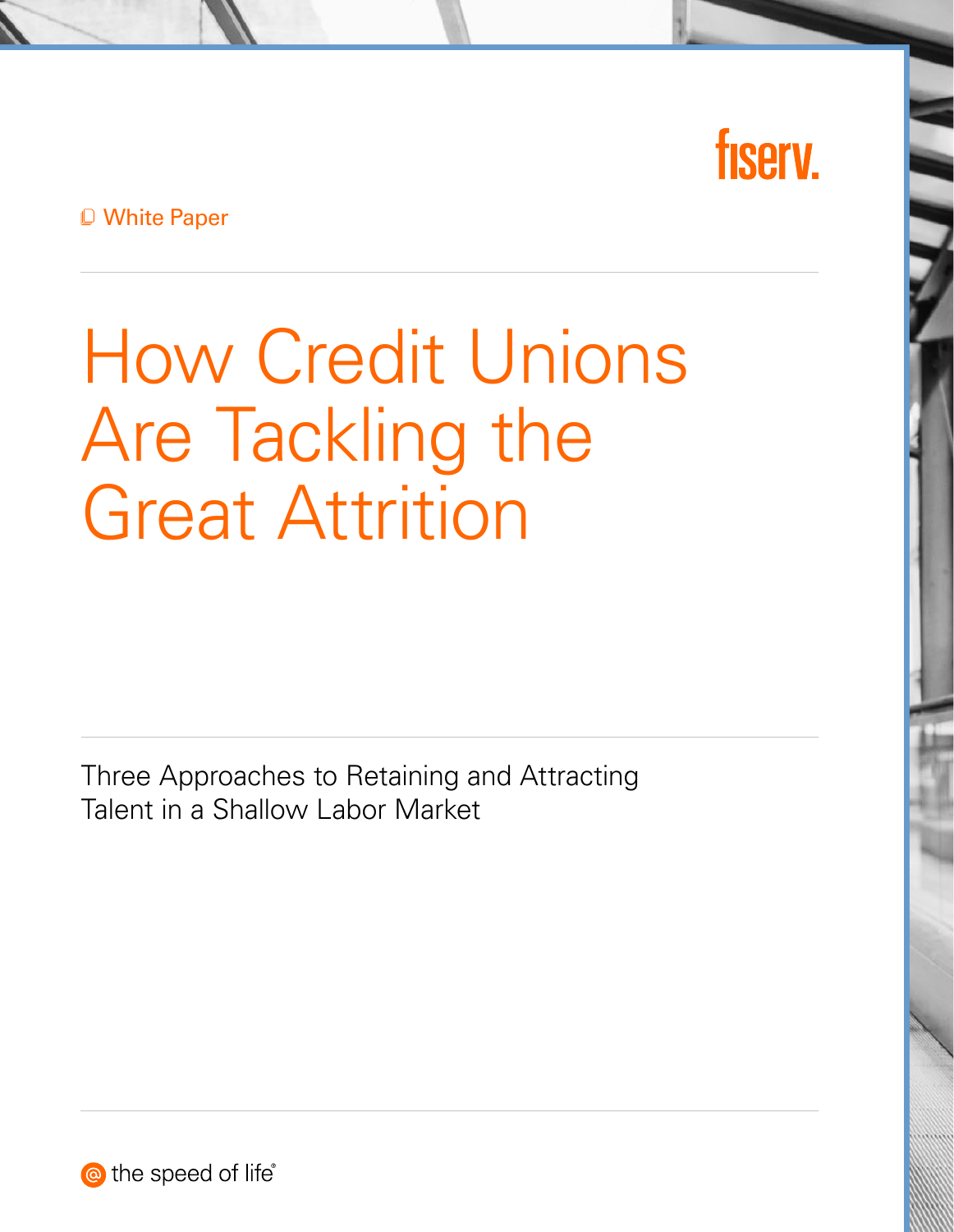fiserv.

White Paper

# How Credit Unions Are Tackling the Great Attrition

Three Approaches to Retaining and Attracting Talent in a Shallow Labor Market

the speed of life®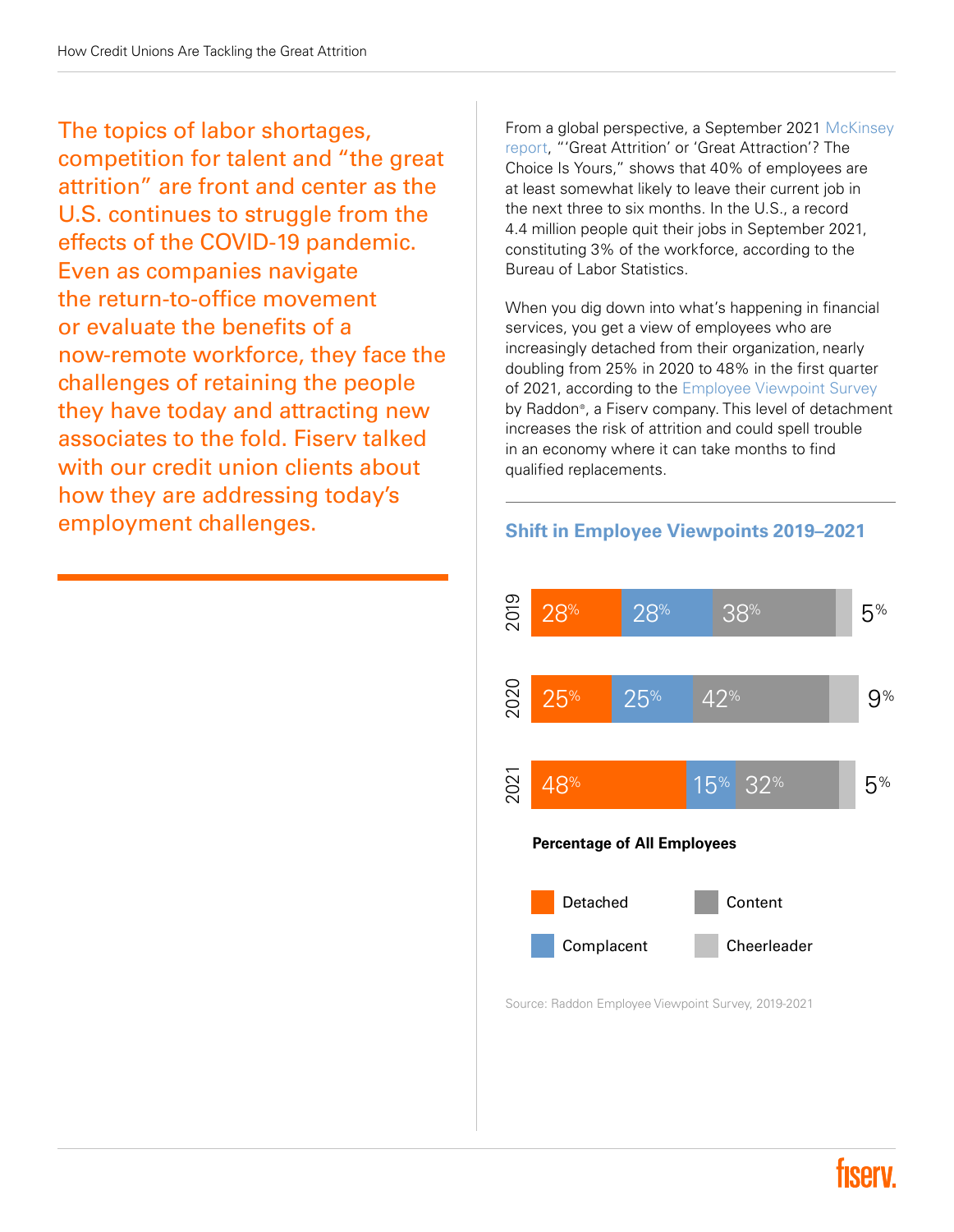The topics of labor shortages, competition for talent and "the great attrition" are front and center as the U.S. continues to struggle from the effects of the COVID-19 pandemic. Even as companies navigate the return-to-office movement or evaluate the benefits of a now-remote workforce, they face the challenges of retaining the people they have today and attracting new associates to the fold. Fiserv talked with our credit union clients about how they are addressing today's employment challenges.

From a global perspective, a September 2021 McKinsey report, "'Great Attrition' or 'Great Attraction'? The Choice Is Yours," shows that 40% of employees are at least somewhat likely to leave their current job in the next three to six months. In the U.S., a record 4.4 million people quit their jobs in September 2021, constituting 3% of the workforce, according to the Bureau of Labor Statistics.

When you dig down into what's happening in financial services, you get a view of employees who are increasingly detached from their organization, nearly doubling from 25% in 2020 to 48% in the first quarter of 2021, according to the Employee Viewpoint Survey by Raddon®, a Fiserv company. This level of detachment increases the risk of attrition and could spell trouble in an economy where it can take months to find qualified replacements.

### Shift in Employee Viewpoints 2019–2021

Percentage of All Employees

| Year | Detached | Complacent | Content | Cheerleader |
|---|---|---|---|---|
| 2019 | 28% | 28% | 38% | 5% |
| 2020 | 25% | 25% | 42% | 9% |
| 2021 | 48% | 15% | 32% | 5% |

Source: Raddon Employee Viewpoint Survey, 2019-2021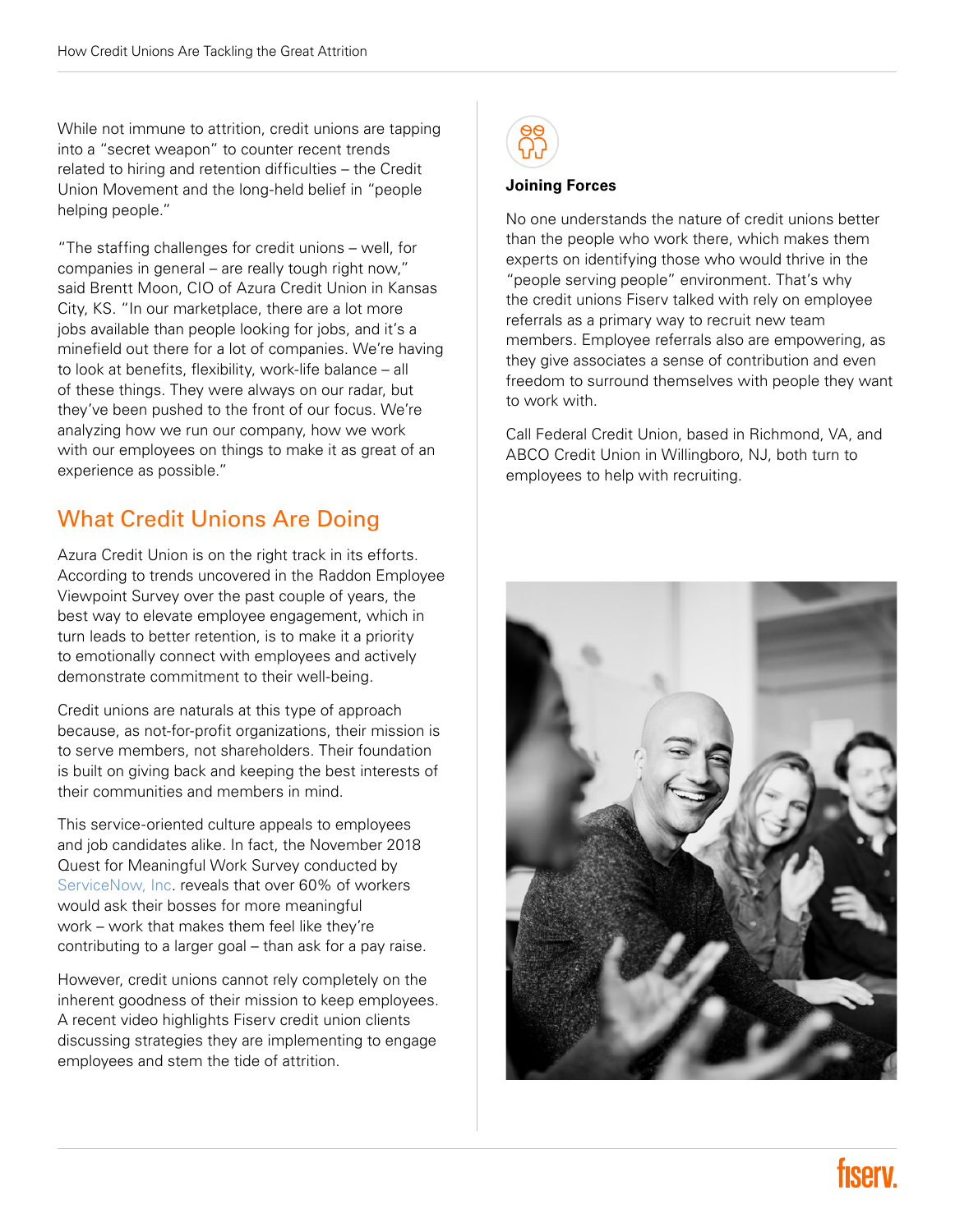While not immune to attrition, credit unions are tapping into a "secret weapon" to counter recent trends related to hiring and retention difficulties – the Credit Union Movement and the long-held belief in "people helping people."

"The staffing challenges for credit unions – well, for companies in general – are really tough right now," said Brentt Moon, CIO of Azura Credit Union in Kansas City, KS. "In our marketplace, there are a lot more jobs available than people looking for jobs, and it's a minefield out there for a lot of companies. We're having to look at benefits, flexibility, work-life balance – all of these things. They were always on our radar, but they've been pushed to the front of our focus. We're analyzing how we run our company, how we work with our employees on things to make it as great of an experience as possible."

## What Credit Unions Are Doing

Azura Credit Union is on the right track in its efforts. According to trends uncovered in the Raddon Employee Viewpoint Survey over the past couple of years, the best way to elevate employee engagement, which in turn leads to better retention, is to make it a priority to emotionally connect with employees and actively demonstrate commitment to their well-being.

Credit unions are naturals at this type of approach because, as not-for-profit organizations, their mission is to serve members, not shareholders. Their foundation is built on giving back and keeping the best interests of their communities and members in mind.

This service-oriented culture appeals to employees and job candidates alike. In fact, the November 2018 Quest for Meaningful Work Survey conducted by ServiceNow, Inc. reveals that over 60% of workers would ask their bosses for more meaningful work – work that makes them feel like they're contributing to a larger goal – than ask for a pay raise.

However, credit unions cannot rely completely on the inherent goodness of their mission to keep employees. A recent video highlights Fiserv credit union clients discussing strategies they are implementing to engage employees and stem the tide of attrition.

### Joining Forces

No one understands the nature of credit unions better than the people who work there, which makes them experts on identifying those who would thrive in the "people serving people" environment. That's why the credit unions Fiserv talked with rely on employee referrals as a primary way to recruit new team members. Employee referrals also are empowering, as they give associates a sense of contribution and even freedom to surround themselves with people they want to work with.

Call Federal Credit Union, based in Richmond, VA, and ABCO Credit Union in Willingboro, NJ, both turn to employees to help with recruiting.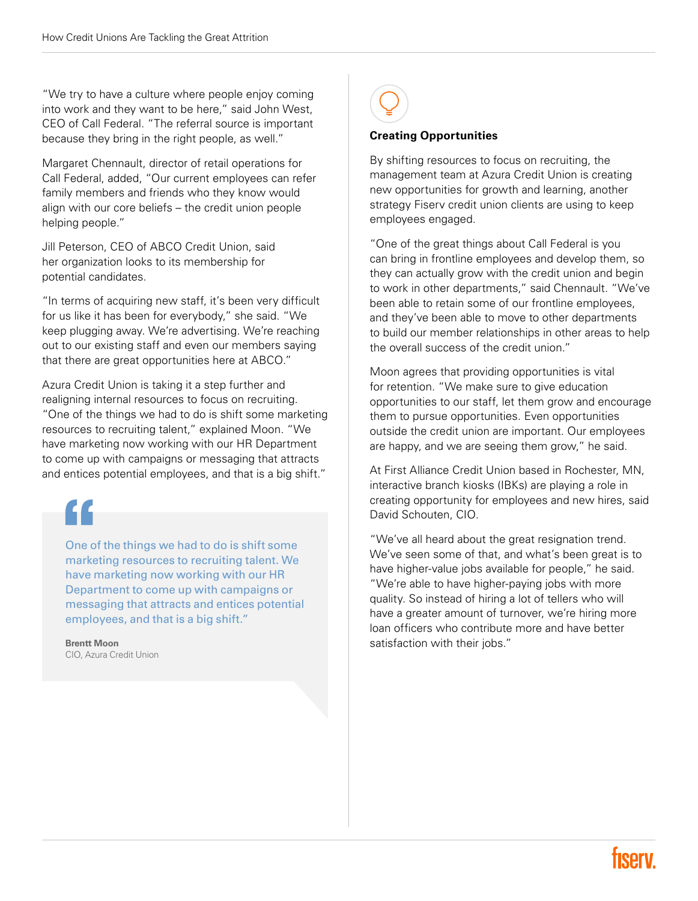"We try to have a culture where people enjoy coming into work and they want to be here," said John West, CEO of Call Federal. "The referral source is important because they bring in the right people, as well."

Margaret Chennault, director of retail operations for Call Federal, added, "Our current employees can refer family members and friends who they know would align with our core beliefs – the credit union people helping people."

Jill Peterson, CEO of ABCO Credit Union, said her organization looks to its membership for potential candidates.

"In terms of acquiring new staff, it's been very difficult for us like it has been for everybody," she said. "We keep plugging away. We're advertising. We're reaching out to our existing staff and even our members saying that there are great opportunities here at ABCO."

Azura Credit Union is taking it a step further and realigning internal resources to focus on recruiting. "One of the things we had to do is shift some marketing resources to recruiting talent," explained Moon. "We have marketing now working with our HR Department to come up with campaigns or messaging that attracts and entices potential employees, and that is a big shift."

> One of the things we had to do is shift some marketing resources to recruiting talent. We have marketing now working with our HR Department to come up with campaigns or messaging that attracts and entices potential employees, and that is a big shift."
>
> **Brentt Moon**
> CIO, Azura Credit Union

### Creating Opportunities

By shifting resources to focus on recruiting, the management team at Azura Credit Union is creating new opportunities for growth and learning, another strategy Fiserv credit union clients are using to keep employees engaged.

"One of the great things about Call Federal is you can bring in frontline employees and develop them, so they can actually grow with the credit union and begin to work in other departments," said Chennault. "We've been able to retain some of our frontline employees, and they've been able to move to other departments to build our member relationships in other areas to help the overall success of the credit union."

Moon agrees that providing opportunities is vital for retention. "We make sure to give education opportunities to our staff, let them grow and encourage them to pursue opportunities. Even opportunities outside the credit union are important. Our employees are happy, and we are seeing them grow," he said.

At First Alliance Credit Union based in Rochester, MN, interactive branch kiosks (IBKs) are playing a role in creating opportunity for employees and new hires, said David Schouten, CIO.

"We've all heard about the great resignation trend. We've seen some of that, and what's been great is to have higher-value jobs available for people," he said. "We're able to have higher-paying jobs with more quality. So instead of hiring a lot of tellers who will have a greater amount of turnover, we're hiring more loan officers who contribute more and have better satisfaction with their jobs."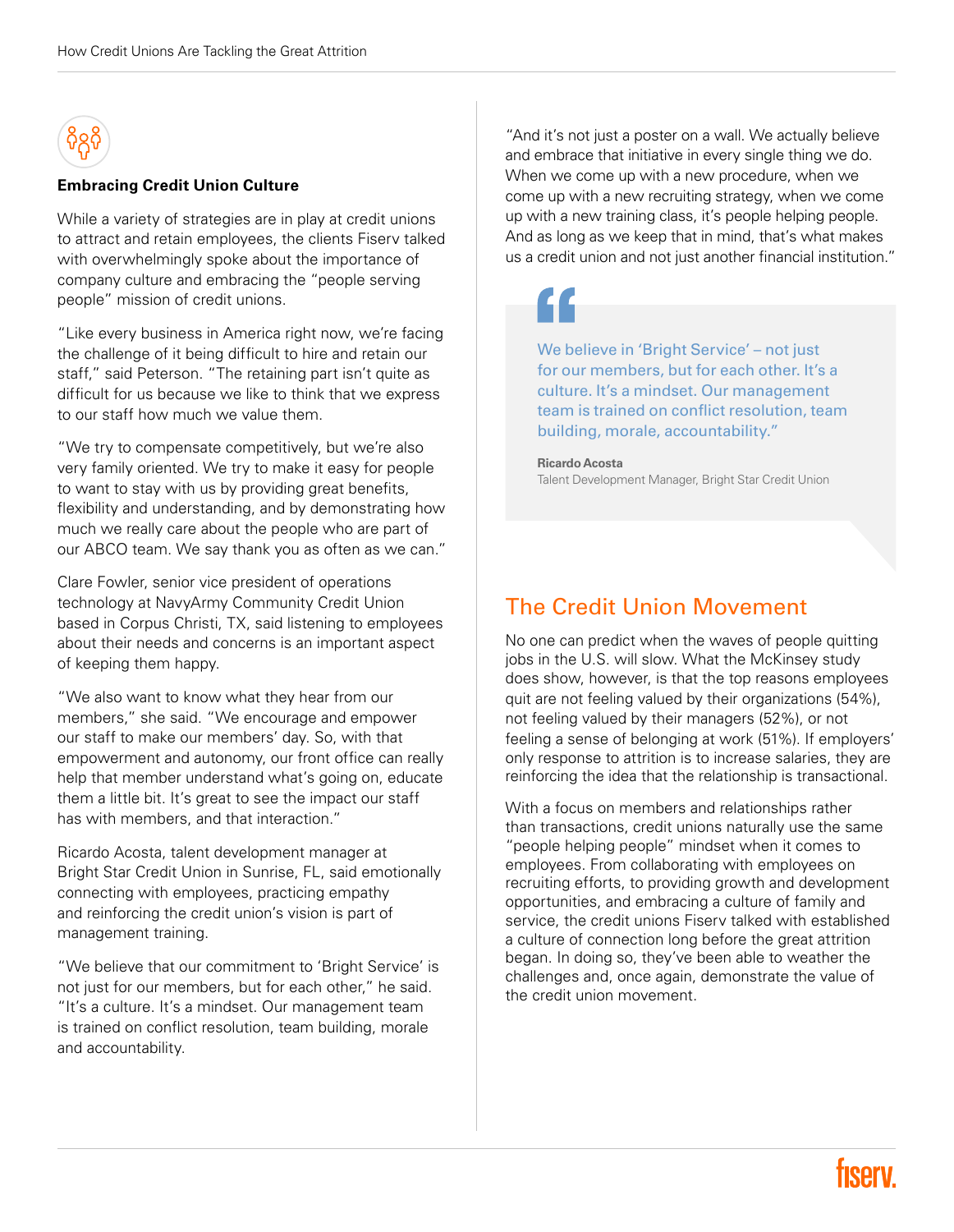### Embracing Credit Union Culture

While a variety of strategies are in play at credit unions to attract and retain employees, the clients Fiserv talked with overwhelmingly spoke about the importance of company culture and embracing the "people serving people" mission of credit unions.

"Like every business in America right now, we're facing the challenge of it being difficult to hire and retain our staff," said Peterson. "The retaining part isn't quite as difficult for us because we like to think that we express to our staff how much we value them.

"We try to compensate competitively, but we're also very family oriented. We try to make it easy for people to want to stay with us by providing great benefits, flexibility and understanding, and by demonstrating how much we really care about the people who are part of our ABCO team. We say thank you as often as we can."

Clare Fowler, senior vice president of operations technology at NavyArmy Community Credit Union based in Corpus Christi, TX, said listening to employees about their needs and concerns is an important aspect of keeping them happy.

"We also want to know what they hear from our members," she said. "We encourage and empower our staff to make our members' day. So, with that empowerment and autonomy, our front office can really help that member understand what's going on, educate them a little bit. It's great to see the impact our staff has with members, and that interaction."

Ricardo Acosta, talent development manager at Bright Star Credit Union in Sunrise, FL, said emotionally connecting with employees, practicing empathy and reinforcing the credit union's vision is part of management training.

"We believe that our commitment to 'Bright Service' is not just for our members, but for each other," he said. "It's a culture. It's a mindset. Our management team is trained on conflict resolution, team building, morale and accountability.

"And it's not just a poster on a wall. We actually believe and embrace that initiative in every single thing we do. When we come up with a new procedure, when we come up with a new recruiting strategy, when we come up with a new training class, it's people helping people. And as long as we keep that in mind, that's what makes us a credit union and not just another financial institution."

> We believe in 'Bright Service' – not just for our members, but for each other. It's a culture. It's a mindset. Our management team is trained on conflict resolution, team building, morale, accountability."
>
> **Ricardo Acosta**
> Talent Development Manager, Bright Star Credit Union

## The Credit Union Movement

No one can predict when the waves of people quitting jobs in the U.S. will slow. What the McKinsey study does show, however, is that the top reasons employees quit are not feeling valued by their organizations (54%), not feeling valued by their managers (52%), or not feeling a sense of belonging at work (51%). If employers' only response to attrition is to increase salaries, they are reinforcing the idea that the relationship is transactional.

With a focus on members and relationships rather than transactions, credit unions naturally use the same "people helping people" mindset when it comes to employees. From collaborating with employees on recruiting efforts, to providing growth and development opportunities, and embracing a culture of family and service, the credit unions Fiserv talked with established a culture of connection long before the great attrition began. In doing so, they've been able to weather the challenges and, once again, demonstrate the value of the credit union movement.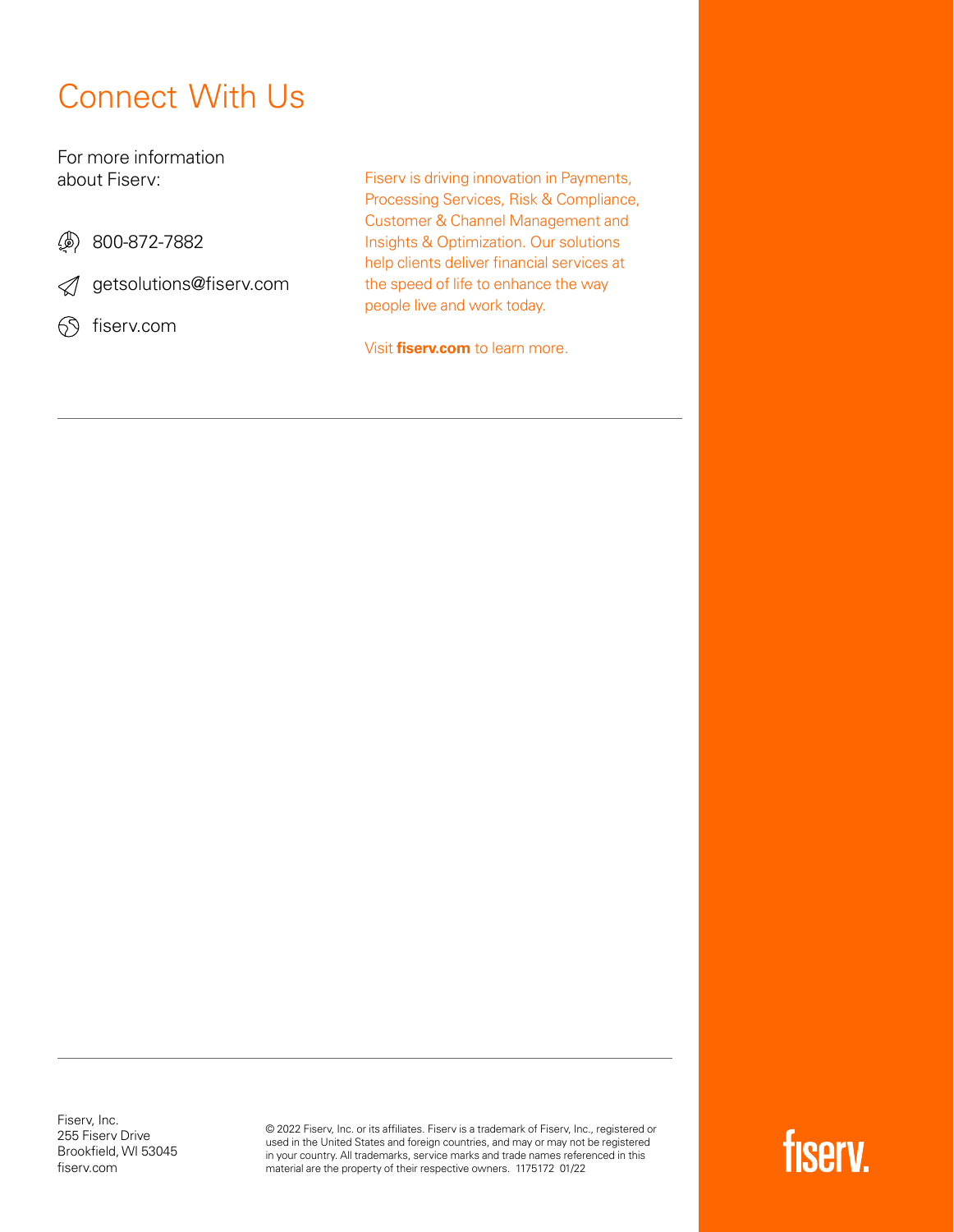# Connect With Us

For more information about Fiserv:

800-872-7882

getsolutions@fiserv.com

fiserv.com

Fiserv is driving innovation in Payments, Processing Services, Risk & Compliance, Customer & Channel Management and Insights & Optimization. Our solutions help clients deliver financial services at the speed of life to enhance the way people live and work today.

Visit **fiserv.com** to learn more.

Fiserv, Inc.
255 Fiserv Drive
Brookfield, WI 53045
fiserv.com

© 2022 Fiserv, Inc. or its affiliates. Fiserv is a trademark of Fiserv, Inc., registered or used in the United States and foreign countries, and may or may not be registered in your country. All trademarks, service marks and trade names referenced in this material are the property of their respective owners. 1175172 01/22

fiserv.